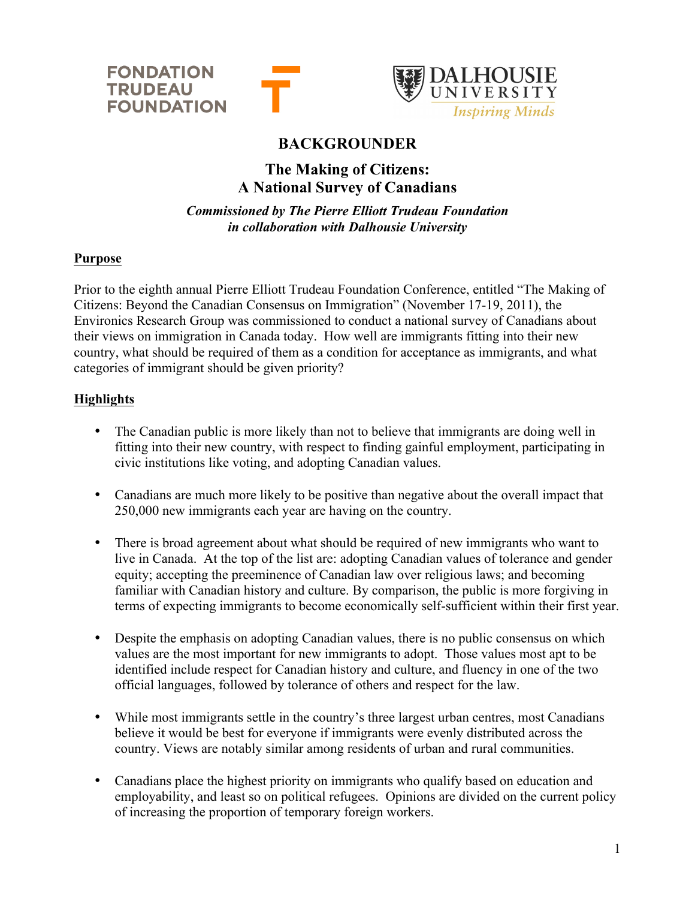FONDATION TRUDEAU FOUNDATION

DALHOUSIE UNIVERSITY *Inspiring Minds*

# BACKGROUNDER

## The Making of Citizens: A National Survey of Canadians

***Commissioned by The Pierre Elliott Trudeau Foundation in collaboration with Dalhousie University***

### Purpose

Prior to the eighth annual Pierre Elliott Trudeau Foundation Conference, entitled "The Making of Citizens: Beyond the Canadian Consensus on Immigration" (November 17-19, 2011), the Environics Research Group was commissioned to conduct a national survey of Canadians about their views on immigration in Canada today. How well are immigrants fitting into their new country, what should be required of them as a condition for acceptance as immigrants, and what categories of immigrant should be given priority?

### Highlights

- The Canadian public is more likely than not to believe that immigrants are doing well in fitting into their new country, with respect to finding gainful employment, participating in civic institutions like voting, and adopting Canadian values.
- Canadians are much more likely to be positive than negative about the overall impact that 250,000 new immigrants each year are having on the country.
- There is broad agreement about what should be required of new immigrants who want to live in Canada. At the top of the list are: adopting Canadian values of tolerance and gender equity; accepting the preeminence of Canadian law over religious laws; and becoming familiar with Canadian history and culture. By comparison, the public is more forgiving in terms of expecting immigrants to become economically self-sufficient within their first year.
- Despite the emphasis on adopting Canadian values, there is no public consensus on which values are the most important for new immigrants to adopt. Those values most apt to be identified include respect for Canadian history and culture, and fluency in one of the two official languages, followed by tolerance of others and respect for the law.
- While most immigrants settle in the country's three largest urban centres, most Canadians believe it would be best for everyone if immigrants were evenly distributed across the country. Views are notably similar among residents of urban and rural communities.
- Canadians place the highest priority on immigrants who qualify based on education and employability, and least so on political refugees. Opinions are divided on the current policy of increasing the proportion of temporary foreign workers.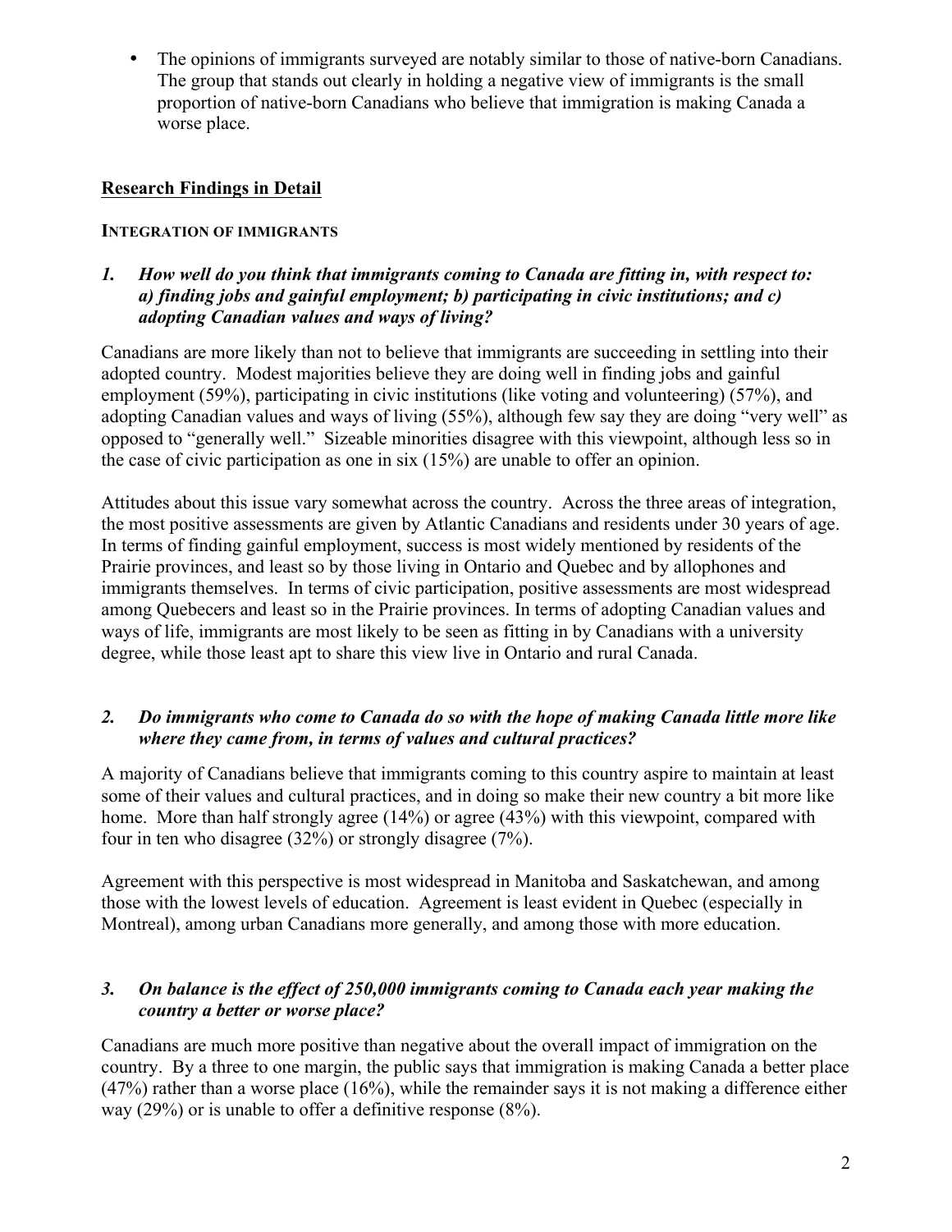- The opinions of immigrants surveyed are notably similar to those of native-born Canadians. The group that stands out clearly in holding a negative view of immigrants is the small proportion of native-born Canadians who believe that immigration is making Canada a worse place.

## Research Findings in Detail

### Integration of Immigrants

***1. How well do you think that immigrants coming to Canada are fitting in, with respect to: a) finding jobs and gainful employment; b) participating in civic institutions; and c) adopting Canadian values and ways of living?***

Canadians are more likely than not to believe that immigrants are succeeding in settling into their adopted country. Modest majorities believe they are doing well in finding jobs and gainful employment (59%), participating in civic institutions (like voting and volunteering) (57%), and adopting Canadian values and ways of living (55%), although few say they are doing "very well" as opposed to "generally well." Sizeable minorities disagree with this viewpoint, although less so in the case of civic participation as one in six (15%) are unable to offer an opinion.

Attitudes about this issue vary somewhat across the country. Across the three areas of integration, the most positive assessments are given by Atlantic Canadians and residents under 30 years of age. In terms of finding gainful employment, success is most widely mentioned by residents of the Prairie provinces, and least so by those living in Ontario and Quebec and by allophones and immigrants themselves. In terms of civic participation, positive assessments are most widespread among Quebecers and least so in the Prairie provinces. In terms of adopting Canadian values and ways of life, immigrants are most likely to be seen as fitting in by Canadians with a university degree, while those least apt to share this view live in Ontario and rural Canada.

***2. Do immigrants who come to Canada do so with the hope of making Canada little more like where they came from, in terms of values and cultural practices?***

A majority of Canadians believe that immigrants coming to this country aspire to maintain at least some of their values and cultural practices, and in doing so make their new country a bit more like home. More than half strongly agree (14%) or agree (43%) with this viewpoint, compared with four in ten who disagree (32%) or strongly disagree (7%).

Agreement with this perspective is most widespread in Manitoba and Saskatchewan, and among those with the lowest levels of education. Agreement is least evident in Quebec (especially in Montreal), among urban Canadians more generally, and among those with more education.

***3. On balance is the effect of 250,000 immigrants coming to Canada each year making the country a better or worse place?***

Canadians are much more positive than negative about the overall impact of immigration on the country. By a three to one margin, the public says that immigration is making Canada a better place (47%) rather than a worse place (16%), while the remainder says it is not making a difference either way (29%) or is unable to offer a definitive response (8%).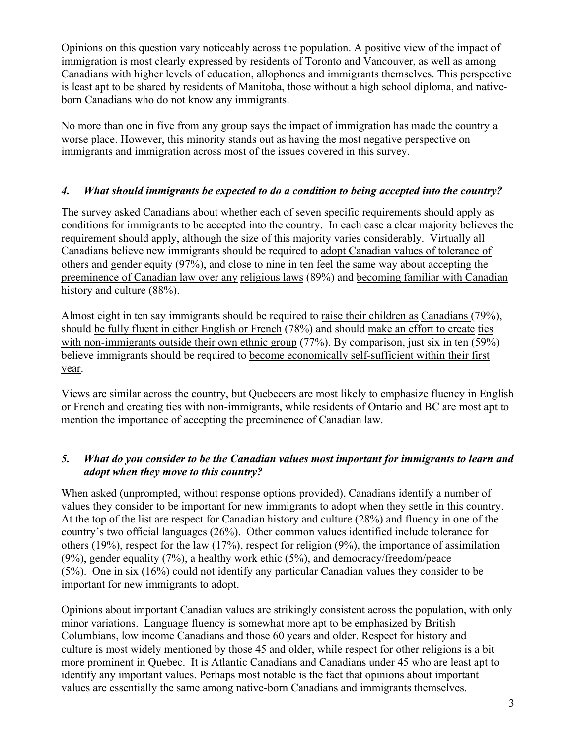Opinions on this question vary noticeably across the population. A positive view of the impact of immigration is most clearly expressed by residents of Toronto and Vancouver, as well as among Canadians with higher levels of education, allophones and immigrants themselves. This perspective is least apt to be shared by residents of Manitoba, those without a high school diploma, and native-born Canadians who do not know any immigrants.

No more than one in five from any group says the impact of immigration has made the country a worse place. However, this minority stands out as having the most negative perspective on immigrants and immigration across most of the issues covered in this survey.

### *4. What should immigrants be expected to do a condition to being accepted into the country?*

The survey asked Canadians about whether each of seven specific requirements should apply as conditions for immigrants to be accepted into the country. In each case a clear majority believes the requirement should apply, although the size of this majority varies considerably. Virtually all Canadians believe new immigrants should be required to <u>adopt Canadian values of tolerance of others and gender equity</u> (97%), and close to nine in ten feel the same way about <u>accepting the preeminence of Canadian law over any religious laws</u> (89%) and <u>becoming familiar with Canadian history and culture</u> (88%).

Almost eight in ten say immigrants should be required to <u>raise their children as Canadians</u> (79%), should <u>be fully fluent in either English or French</u> (78%) and should <u>make an effort to create ties with non-immigrants outside their own ethnic group</u> (77%). By comparison, just six in ten (59%) believe immigrants should be required to <u>become economically self-sufficient within their first year</u>.

Views are similar across the country, but Quebecers are most likely to emphasize fluency in English or French and creating ties with non-immigrants, while residents of Ontario and BC are most apt to mention the importance of accepting the preeminence of Canadian law.

### *5. What do you consider to be the Canadian values most important for immigrants to learn and adopt when they move to this country?*

When asked (unprompted, without response options provided), Canadians identify a number of values they consider to be important for new immigrants to adopt when they settle in this country. At the top of the list are respect for Canadian history and culture (28%) and fluency in one of the country's two official languages (26%). Other common values identified include tolerance for others (19%), respect for the law (17%), respect for religion (9%), the importance of assimilation (9%), gender equality (7%), a healthy work ethic (5%), and democracy/freedom/peace (5%). One in six (16%) could not identify any particular Canadian values they consider to be important for new immigrants to adopt.

Opinions about important Canadian values are strikingly consistent across the population, with only minor variations. Language fluency is somewhat more apt to be emphasized by British Columbians, low income Canadians and those 60 years and older. Respect for history and culture is most widely mentioned by those 45 and older, while respect for other religions is a bit more prominent in Quebec. It is Atlantic Canadians and Canadians under 45 who are least apt to identify any important values. Perhaps most notable is the fact that opinions about important values are essentially the same among native-born Canadians and immigrants themselves.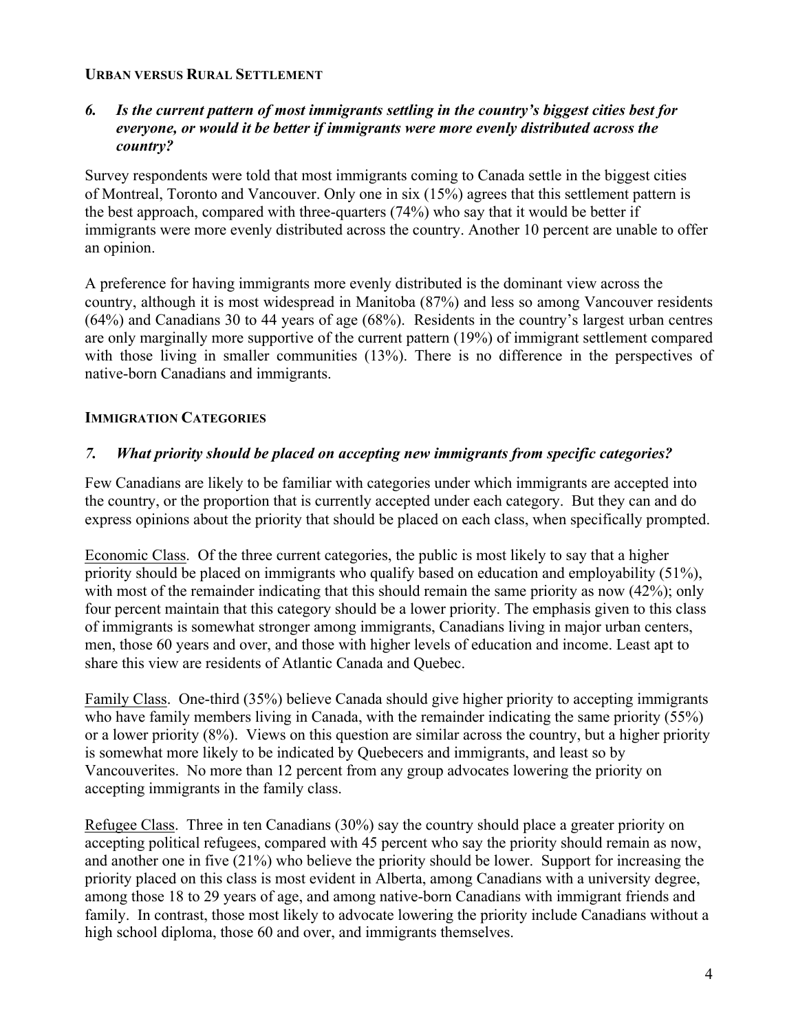## Urban versus Rural Settlement

### *6. Is the current pattern of most immigrants settling in the country's biggest cities best for everyone, or would it be better if immigrants were more evenly distributed across the country?*

Survey respondents were told that most immigrants coming to Canada settle in the biggest cities of Montreal, Toronto and Vancouver. Only one in six (15%) agrees that this settlement pattern is the best approach, compared with three-quarters (74%) who say that it would be better if immigrants were more evenly distributed across the country. Another 10 percent are unable to offer an opinion.

A preference for having immigrants more evenly distributed is the dominant view across the country, although it is most widespread in Manitoba (87%) and less so among Vancouver residents (64%) and Canadians 30 to 44 years of age (68%). Residents in the country's largest urban centres are only marginally more supportive of the current pattern (19%) of immigrant settlement compared with those living in smaller communities (13%). There is no difference in the perspectives of native-born Canadians and immigrants.

## Immigration Categories

### *7. What priority should be placed on accepting new immigrants from specific categories?*

Few Canadians are likely to be familiar with categories under which immigrants are accepted into the country, or the proportion that is currently accepted under each category. But they can and do express opinions about the priority that should be placed on each class, when specifically prompted.

<u>Economic Class</u>. Of the three current categories, the public is most likely to say that a higher priority should be placed on immigrants who qualify based on education and employability (51%), with most of the remainder indicating that this should remain the same priority as now (42%); only four percent maintain that this category should be a lower priority. The emphasis given to this class of immigrants is somewhat stronger among immigrants, Canadians living in major urban centers, men, those 60 years and over, and those with higher levels of education and income. Least apt to share this view are residents of Atlantic Canada and Quebec.

<u>Family Class</u>. One-third (35%) believe Canada should give higher priority to accepting immigrants who have family members living in Canada, with the remainder indicating the same priority (55%) or a lower priority (8%). Views on this question are similar across the country, but a higher priority is somewhat more likely to be indicated by Quebecers and immigrants, and least so by Vancouverites. No more than 12 percent from any group advocates lowering the priority on accepting immigrants in the family class.

<u>Refugee Class</u>. Three in ten Canadians (30%) say the country should place a greater priority on accepting political refugees, compared with 45 percent who say the priority should remain as now, and another one in five (21%) who believe the priority should be lower. Support for increasing the priority placed on this class is most evident in Alberta, among Canadians with a university degree, among those 18 to 29 years of age, and among native-born Canadians with immigrant friends and family. In contrast, those most likely to advocate lowering the priority include Canadians without a high school diploma, those 60 and over, and immigrants themselves.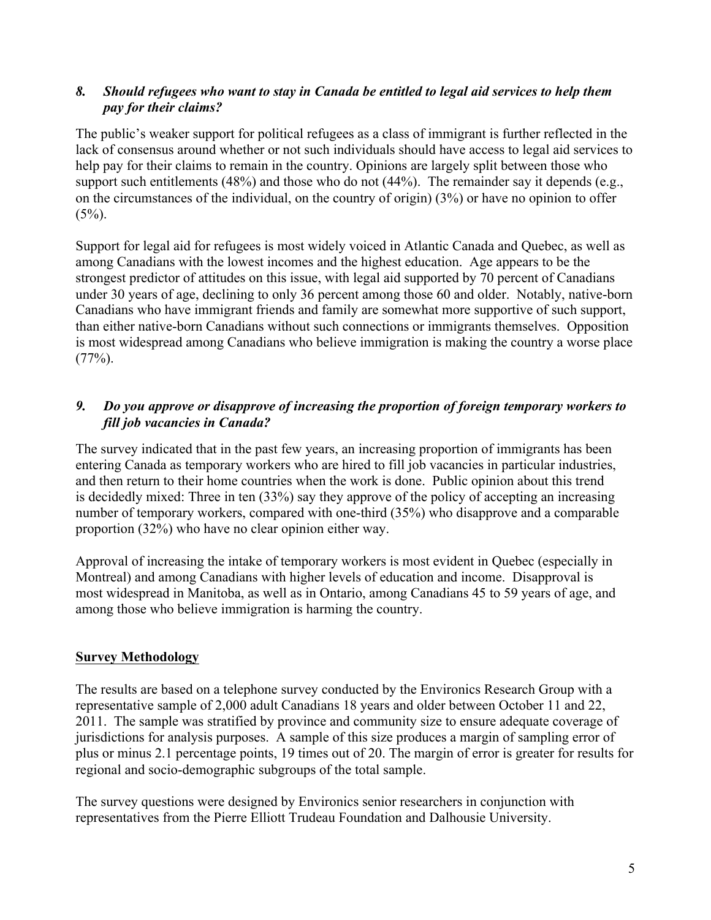### *8. Should refugees who want to stay in Canada be entitled to legal aid services to help them pay for their claims?*

The public's weaker support for political refugees as a class of immigrant is further reflected in the lack of consensus around whether or not such individuals should have access to legal aid services to help pay for their claims to remain in the country. Opinions are largely split between those who support such entitlements (48%) and those who do not (44%). The remainder say it depends (e.g., on the circumstances of the individual, on the country of origin) (3%) or have no opinion to offer (5%).

Support for legal aid for refugees is most widely voiced in Atlantic Canada and Quebec, as well as among Canadians with the lowest incomes and the highest education. Age appears to be the strongest predictor of attitudes on this issue, with legal aid supported by 70 percent of Canadians under 30 years of age, declining to only 36 percent among those 60 and older. Notably, native-born Canadians who have immigrant friends and family are somewhat more supportive of such support, than either native-born Canadians without such connections or immigrants themselves. Opposition is most widespread among Canadians who believe immigration is making the country a worse place (77%).

### *9. Do you approve or disapprove of increasing the proportion of foreign temporary workers to fill job vacancies in Canada?*

The survey indicated that in the past few years, an increasing proportion of immigrants has been entering Canada as temporary workers who are hired to fill job vacancies in particular industries, and then return to their home countries when the work is done. Public opinion about this trend is decidedly mixed: Three in ten (33%) say they approve of the policy of accepting an increasing number of temporary workers, compared with one-third (35%) who disapprove and a comparable proportion (32%) who have no clear opinion either way.

Approval of increasing the intake of temporary workers is most evident in Quebec (especially in Montreal) and among Canadians with higher levels of education and income. Disapproval is most widespread in Manitoba, as well as in Ontario, among Canadians 45 to 59 years of age, and among those who believe immigration is harming the country.

## Survey Methodology

The results are based on a telephone survey conducted by the Environics Research Group with a representative sample of 2,000 adult Canadians 18 years and older between October 11 and 22, 2011. The sample was stratified by province and community size to ensure adequate coverage of jurisdictions for analysis purposes. A sample of this size produces a margin of sampling error of plus or minus 2.1 percentage points, 19 times out of 20. The margin of error is greater for results for regional and socio-demographic subgroups of the total sample.

The survey questions were designed by Environics senior researchers in conjunction with representatives from the Pierre Elliott Trudeau Foundation and Dalhousie University.